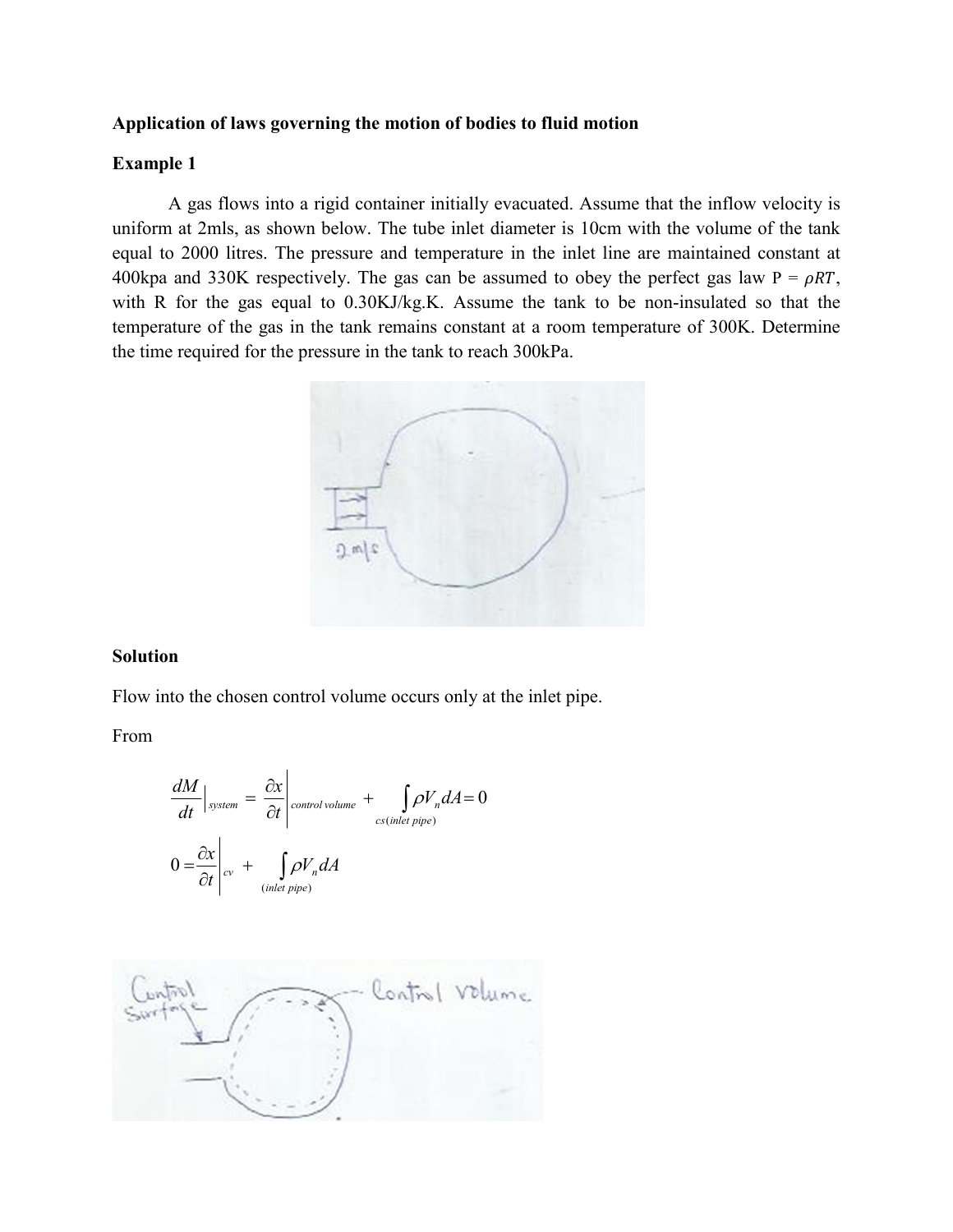**Application of laws governing the motion of bodies to fluid motion**

**Example 1**

A gas flows into a rigid container initially evacuated. Assume that the inflow velocity is uniform at 2mls, as shown below. The tube inlet diameter is 10cm with the volume of the tank equal to 2000 litres. The pressure and temperature in the inlet line are maintained constant at 400kpa and 330K respectively. The gas can be assumed to obey the perfect gas law $P = \rho RT$, with R for the gas equal to 0.30KJ/kg.K. Assume the tank to be non-insulated so that the temperature of the gas in the tank remains constant at a room temperature of 300K. Determine the time required for the pressure in the tank to reach 300kPa.

**Solution**

Flow into the chosen control volume occurs only at the inlet pipe.

From

$$\left.\frac{dM}{dt}\right|_{system} = \left.\frac{\partial x}{\partial t}\right|_{control\ volume} + \int_{cs(inlet\ pipe)} \rho V_n dA = 0$$

$$0 = \left.\frac{\partial x}{\partial t}\right|_{cv} + \int_{(inlet\ pipe)} \rho V_n dA$$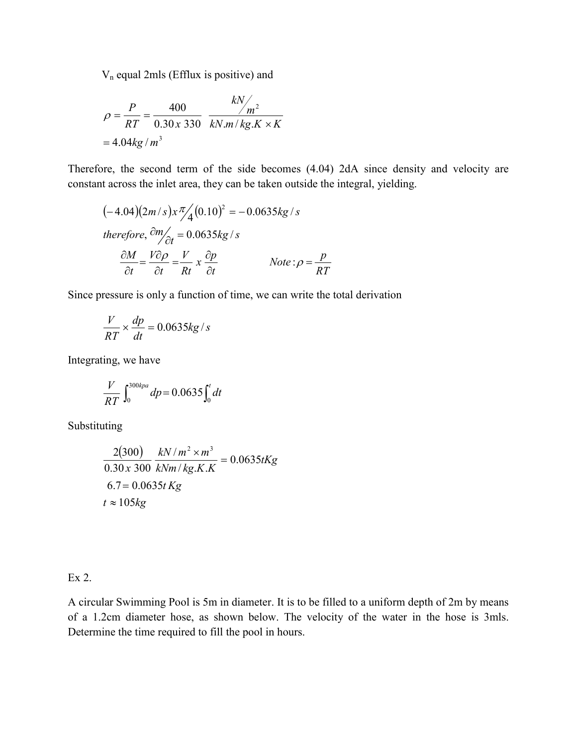$V_n$ equal 2mls (Efflux is positive) and

$$\rho = \frac{P}{RT} = \frac{400}{0.30\,x\,330} \quad \frac{kN/_{m^2}}{kN.m/kg.K \times K}$$
$$= 4.04 kg/m^3$$

Therefore, the second term of the side becomes (4.04) 2dA since density and velocity are constant across the inlet area, they can be taken outside the integral, yielding.

$$(-4.04)(2m/s)x\,\pi/_4(0.10)^2 = -0.0635kg/s$$
$$therefore, \partial m/_{\partial t} = 0.0635kg/s$$
$$\frac{\partial M}{\partial t} = \frac{V\partial\rho}{\partial t} = \frac{V}{Rt}\,x\,\frac{\partial p}{\partial t} \qquad Note: \rho = \frac{p}{RT}$$

Since pressure is only a function of time, we can write the total derivation

$$\frac{V}{RT} \times \frac{dp}{dt} = 0.0635kg/s$$

Integrating, we have

$$\frac{V}{RT}\int_0^{300kpa} dp = 0.0635\int_0^t dt$$

Substituting

$$\frac{2(300)}{0.30\,x\,300}\;\frac{kN/m^2 \times m^3}{kNm/kg.K.K} = 0.0635tKg$$
$$6.7 = 0.0635t\,Kg$$
$$t \approx 105kg$$

Ex 2.

A circular Swimming Pool is 5m in diameter. It is to be filled to a uniform depth of 2m by means of a 1.2cm diameter hose, as shown below. The velocity of the water in the hose is 3mls. Determine the time required to fill the pool in hours.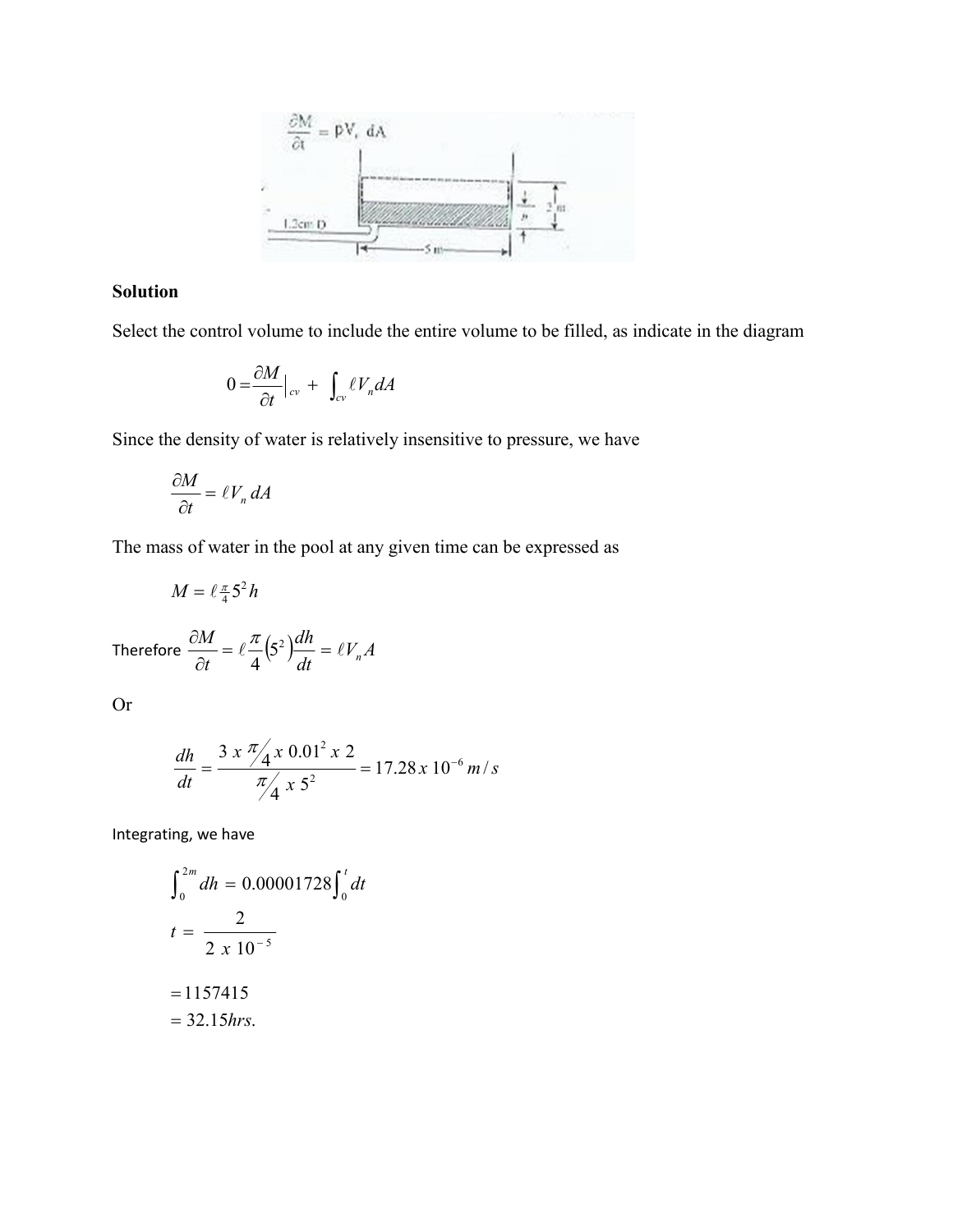**Solution**

Select the control volume to include the entire volume to be filled, as indicate in the diagram

$$0 = \frac{\partial M}{\partial t}\Big|_{cv} + \int_{cv} \ell V_n dA$$

Since the density of water is relatively insensitive to pressure, we have

$$\frac{\partial M}{\partial t} = \ell V_n \, dA$$

The mass of water in the pool at any given time can be expressed as

$$M = \ell \tfrac{\pi}{4} 5^2 h$$

Therefore $\frac{\partial M}{\partial t} = \ell \frac{\pi}{4}\left(5^2\right)\frac{dh}{dt} = \ell V_n A$

Or

$$\frac{dh}{dt} = \frac{3 \, x \, \pi/4 \, x \, 0.01^2 \, x \, 2}{\pi/4 \, x \, 5^2} = 17.28 \, x \, 10^{-6} \, m/s$$

Integrating, we have

$$\int_0^{2m} dh = 0.00001728 \int_0^t dt$$

$$t = \frac{2}{2 \, x \, 10^{-5}}$$

$$= 1157415$$

$$= 32.15 hrs.$$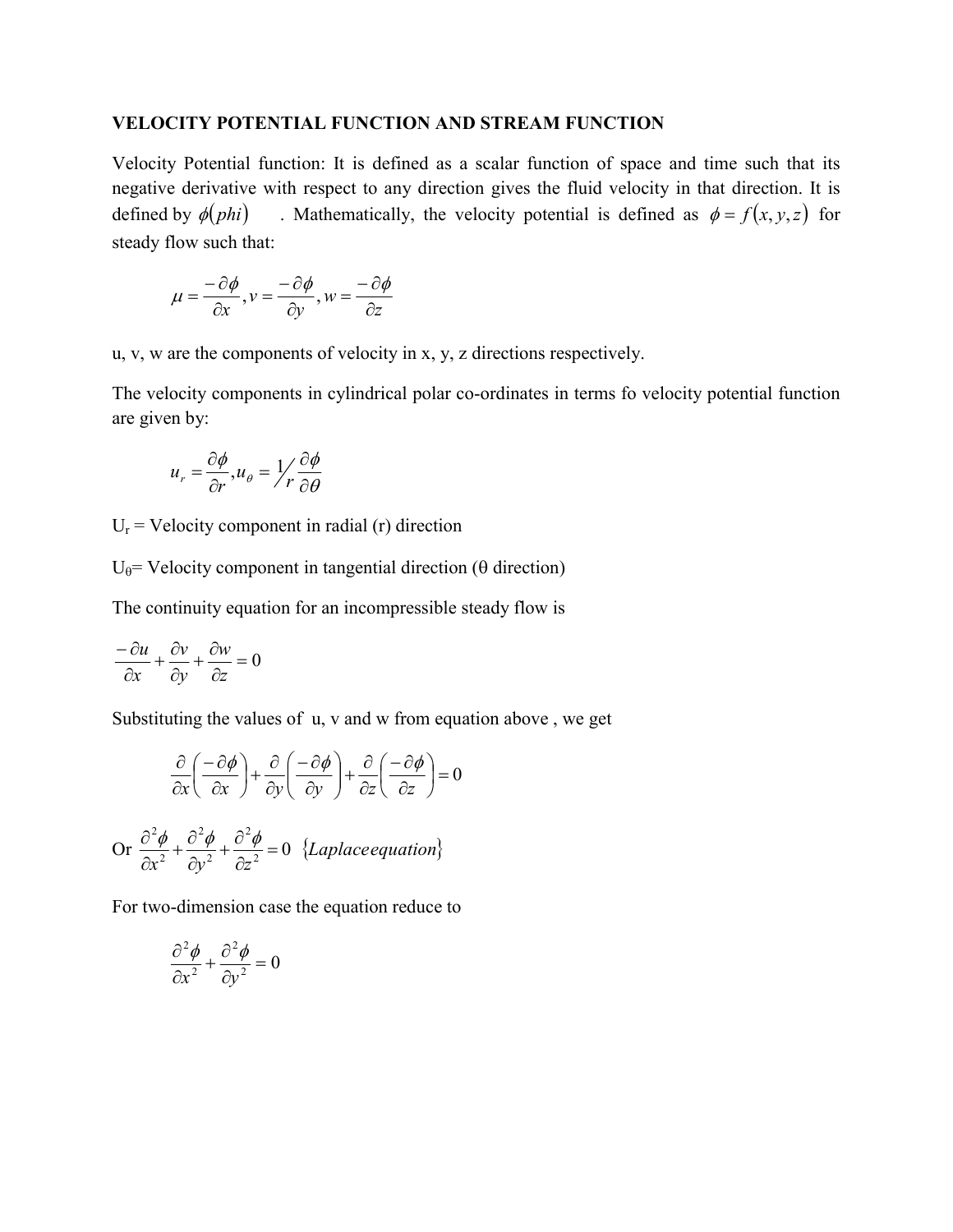**VELOCITY POTENTIAL FUNCTION AND STREAM FUNCTION**

Velocity Potential function: It is defined as a scalar function of space and time such that its negative derivative with respect to any direction gives the fluid velocity in that direction. It is defined by $\phi(phi)$ . Mathematically, the velocity potential is defined as $\phi = f(x, y, z)$ for steady flow such that:

$$\mu = \frac{-\partial\phi}{\partial x}, v = \frac{-\partial\phi}{\partial y}, w = \frac{-\partial\phi}{\partial z}$$

u, v, w are the components of velocity in x, y, z directions respectively.

The velocity components in cylindrical polar co-ordinates in terms fo velocity potential function are given by:

$$u_r = \frac{\partial\phi}{\partial r}, u_\theta = \frac{1}{r}\frac{\partial\phi}{\partial\theta}$$

$U_r$ = Velocity component in radial (r) direction

$U_\theta$= Velocity component in tangential direction ($\theta$ direction)

The continuity equation for an incompressible steady flow is

$$\frac{-\partial u}{\partial x} + \frac{\partial v}{\partial y} + \frac{\partial w}{\partial z} = 0$$

Substituting the values of u, v and w from equation above , we get

$$\frac{\partial}{\partial x}\left(\frac{-\partial\phi}{\partial x}\right) + \frac{\partial}{\partial y}\left(\frac{-\partial\phi}{\partial y}\right) + \frac{\partial}{\partial z}\left(\frac{-\partial\phi}{\partial z}\right) = 0$$

Or $\frac{\partial^2\phi}{\partial x^2} + \frac{\partial^2\phi}{\partial y^2} + \frac{\partial^2\phi}{\partial z^2} = 0 \quad \{Laplace equation\}$

For two-dimension case the equation reduce to

$$\frac{\partial^2\phi}{\partial x^2} + \frac{\partial^2\phi}{\partial y^2} = 0$$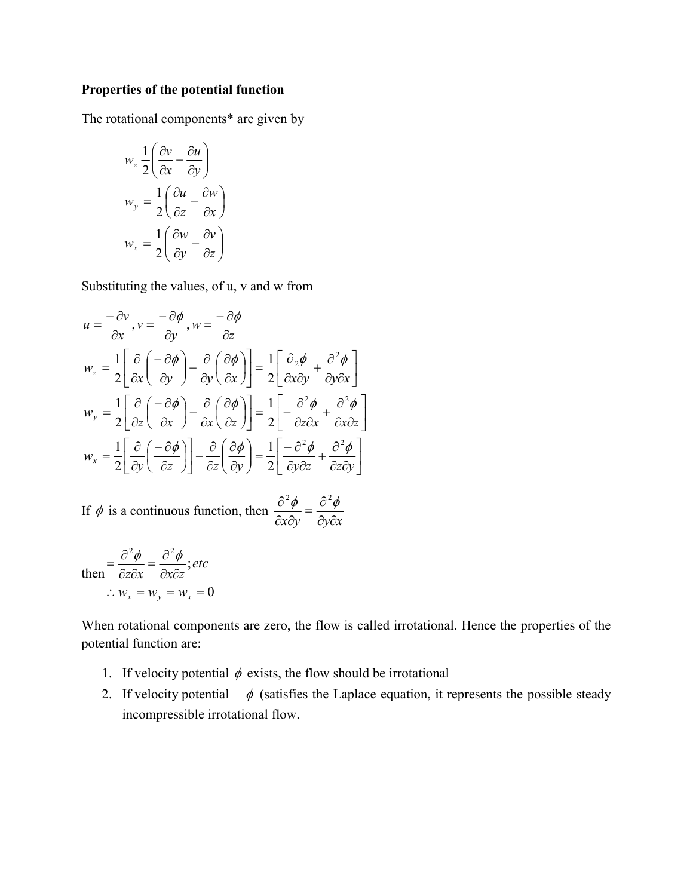**Properties of the potential function**

The rotational components* are given by

$$w_z \frac{1}{2}\left(\frac{\partial v}{\partial x} - \frac{\partial u}{\partial y}\right)$$

$$w_y = \frac{1}{2}\left(\frac{\partial u}{\partial z} - \frac{\partial w}{\partial x}\right)$$

$$w_x = \frac{1}{2}\left(\frac{\partial w}{\partial y} - \frac{\partial v}{\partial z}\right)$$

Substituting the values, of u, v and w from

$$u = \frac{-\partial v}{\partial x}, v = \frac{-\partial \phi}{\partial y}, w = \frac{-\partial \phi}{\partial z}$$

$$w_z = \frac{1}{2}\left[\frac{\partial}{\partial x}\left(\frac{-\partial \phi}{\partial y}\right) - \frac{\partial}{\partial y}\left(\frac{\partial \phi}{\partial x}\right)\right] = \frac{1}{2}\left[\frac{\partial_2 \phi}{\partial x \partial y} + \frac{\partial^2 \phi}{\partial y \partial x}\right]$$

$$w_y = \frac{1}{2}\left[\frac{\partial}{\partial z}\left(\frac{-\partial \phi}{\partial x}\right) - \frac{\partial}{\partial x}\left(\frac{\partial \phi}{\partial z}\right)\right] = \frac{1}{2}\left[-\frac{\partial^2 \phi}{\partial z \partial x} + \frac{\partial^2 \phi}{\partial x \partial z}\right]$$

$$w_x = \frac{1}{2}\left[\frac{\partial}{\partial y}\left(\frac{-\partial \phi}{\partial z}\right)\right] - \frac{\partial}{\partial z}\left(\frac{\partial \phi}{\partial y}\right) = \frac{1}{2}\left[\frac{-\partial^2 \phi}{\partial y \partial z} + \frac{\partial^2 \phi}{\partial z \partial y}\right]$$

If $\phi$ is a continuous function, then $\frac{\partial^2 \phi}{\partial x \partial y} = \frac{\partial^2 \phi}{\partial y \partial x}$

then $= \frac{\partial^2 \phi}{\partial z \partial x} = \frac{\partial^2 \phi}{\partial x \partial z}; etc$

$$\therefore w_x = w_y = w_x = 0$$

When rotational components are zero, the flow is called irrotational. Hence the properties of the potential function are:

1. If velocity potential $\phi$ exists, the flow should be irrotational
2. If velocity potential $\phi$ (satisfies the Laplace equation, it represents the possible steady incompressible irrotational flow.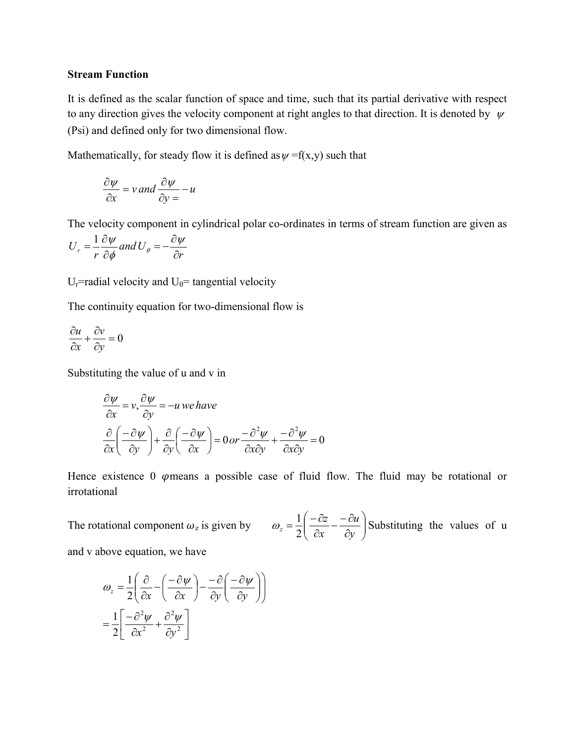**Stream Function**

It is defined as the scalar function of space and time, such that its partial derivative with respect to any direction gives the velocity component at right angles to that direction. It is denoted by $\psi$ (Psi) and defined only for two dimensional flow.

Mathematically, for steady flow it is defined as $\psi$ =f(x,y) such that

$$\frac{\partial \psi}{\partial x} = v \, and \, \frac{\partial \psi}{\partial y =} - u$$

The velocity component in cylindrical polar co-ordinates in terms of stream function are given as $U_r = \frac{1}{r}\frac{\partial \psi}{\partial \phi} \, and \, U_\theta = -\frac{\partial \psi}{\partial r}$

$U_r$=radial velocity and $U_\theta$= tangential velocity

The continuity equation for two-dimensional flow is

$$\frac{\partial u}{\partial x} + \frac{\partial v}{\partial y} = 0$$

Substituting the value of u and v in

$$\frac{\partial \psi}{\partial x} = v, \frac{\partial \psi}{\partial y} = -u \, we \, have$$

$$\frac{\partial}{\partial x}\left(\frac{-\partial \psi}{\partial y}\right) + \frac{\partial}{\partial y}\left(\frac{-\partial \psi}{\partial x}\right) = 0 \, or \, \frac{-\partial^2 \psi}{\partial x \partial y} + \frac{-\partial^2 \psi}{\partial x \partial y} = 0$$

Hence existence 0 $\varphi$means a possible case of fluid flow. The fluid may be rotational or irrotational

The rotational component $\omega_z$ is given by $\omega_z = \frac{1}{2}\left(\frac{-\partial z}{\partial x} - \frac{-\partial u}{\partial y}\right)$ Substituting the values of u and v above equation, we have

$$\omega_z = \frac{1}{2}\left(\frac{\partial}{\partial x} - \left(\frac{-\partial \psi}{\partial x}\right) - \frac{-\partial}{\partial y}\left(\frac{-\partial \psi}{\partial y}\right)\right)$$

$$= \frac{1}{2}\left[\frac{-\partial^2 \psi}{\partial x^2} + \frac{\partial^2 \psi}{\partial y^2}\right]$$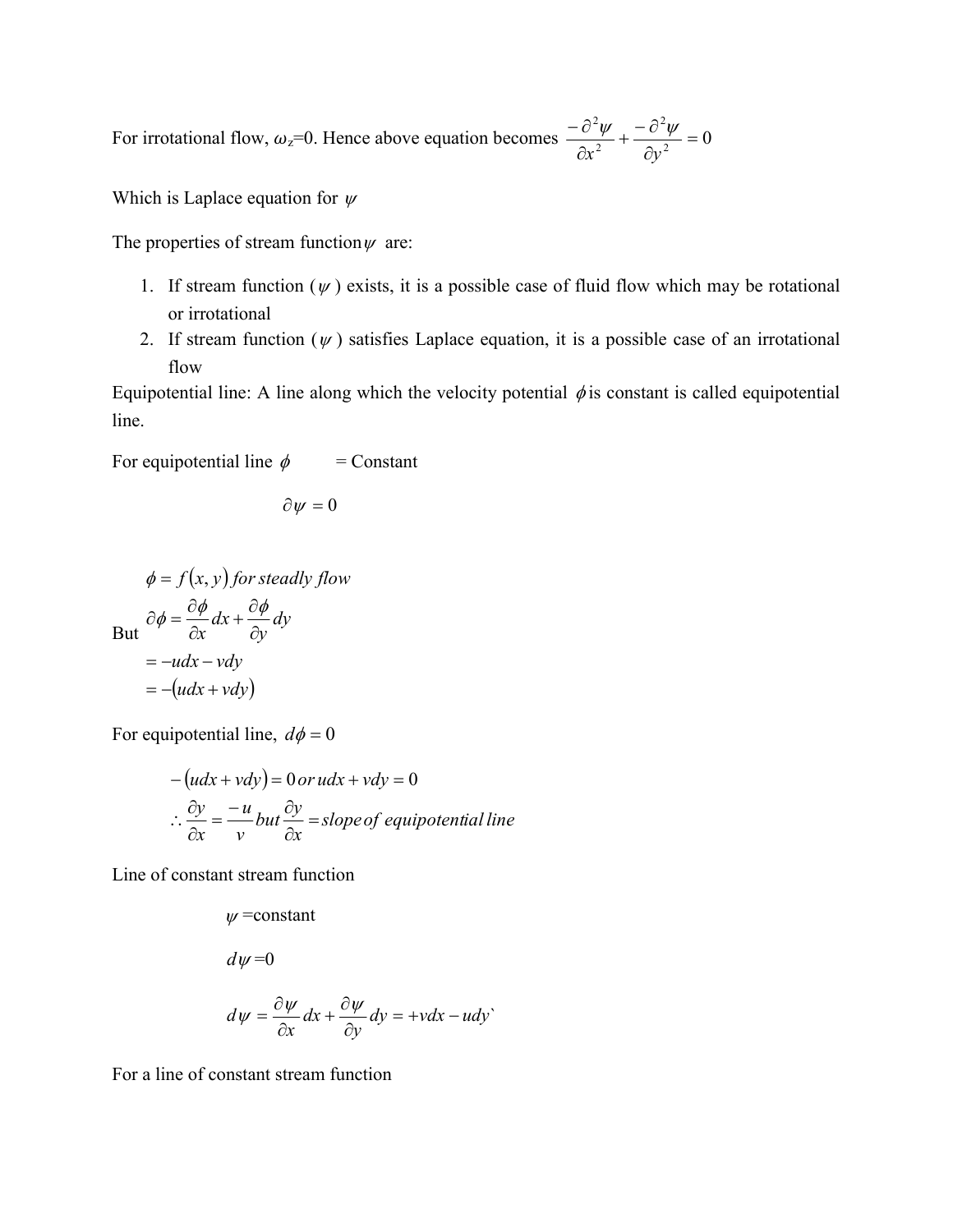For irrotational flow, $\omega_z$=0. Hence above equation becomes $\frac{-\partial^2\psi}{\partial x^2} + \frac{-\partial^2\psi}{\partial y^2} = 0$

Which is Laplace equation for $\psi$

The properties of stream function $\psi$ are:

1. If stream function ($\psi$) exists, it is a possible case of fluid flow which may be rotational or irrotational
2. If stream function ($\psi$) satisfies Laplace equation, it is a possible case of an irrotational flow

Equipotential line: A line along which the velocity potential $\phi$ is constant is called equipotential line.

For equipotential line $\phi$ = Constant

$$\partial\psi = 0$$

$$\phi = f(x, y)\, for\, steadly\, flow$$

But
$$\partial\phi = \frac{\partial\phi}{\partial x}dx + \frac{\partial\phi}{\partial y}dy$$
$$= -udx - vdy$$
$$= -(udx + vdy)$$

For equipotential line, $d\phi = 0$

$$-(udx + vdy) = 0\, or\, udx + vdy = 0$$
$$\therefore \frac{\partial y}{\partial x} = \frac{-u}{v}\, but\, \frac{\partial y}{\partial x} = slope\, of\, equipotential\, line$$

Line of constant stream function

$$\psi = \text{constant}$$

$$d\psi = 0$$

$$d\psi = \frac{\partial\psi}{\partial x}dx + \frac{\partial\psi}{\partial y}dy = +vdx - udy$$

For a line of constant stream function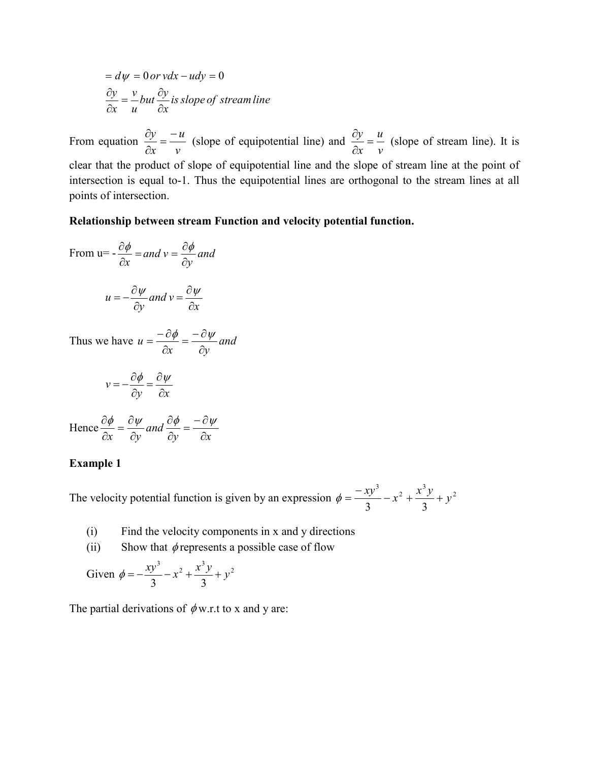$$= d\psi = 0 \, or \, vdx - udy = 0$$

$$\frac{\partial y}{\partial x} = \frac{v}{u} but \frac{\partial y}{\partial x} is \, slope \, of \, stream \, line$$

From equation $\frac{\partial y}{\partial x} = \frac{-u}{v}$ (slope of equipotential line) and $\frac{\partial y}{\partial x} = \frac{u}{v}$ (slope of stream line). It is clear that the product of slope of equipotential line and the slope of stream line at the point of intersection is equal to-1. Thus the equipotential lines are orthogonal to the stream lines at all points of intersection.

**Relationship between stream Function and velocity potential function.**

From u= $-\frac{\partial \phi}{\partial x} = and \, v = \frac{\partial \phi}{\partial y} and$

$$u = -\frac{\partial \psi}{\partial y} and \, v = \frac{\partial \psi}{\partial x}$$

Thus we have $u = \frac{-\partial \phi}{\partial x} = \frac{-\partial \psi}{\partial y} and$

$$v = -\frac{\partial \phi}{\partial y} = \frac{\partial \psi}{\partial x}$$

Hence $\frac{\partial \phi}{\partial x} = \frac{\partial \psi}{\partial y} and \frac{\partial \phi}{\partial y} = \frac{-\partial \psi}{\partial x}$

**Example 1**

The velocity potential function is given by an expression $\phi = \frac{-xy^3}{3} - x^2 + \frac{x^3 y}{3} + y^2$

(i) Find the velocity components in x and y directions

(ii) Show that $\phi$ represents a possible case of flow

Given $\phi = -\frac{xy^3}{3} - x^2 + \frac{x^3 y}{3} + y^2$

The partial derivations of $\phi$ w.r.t to x and y are: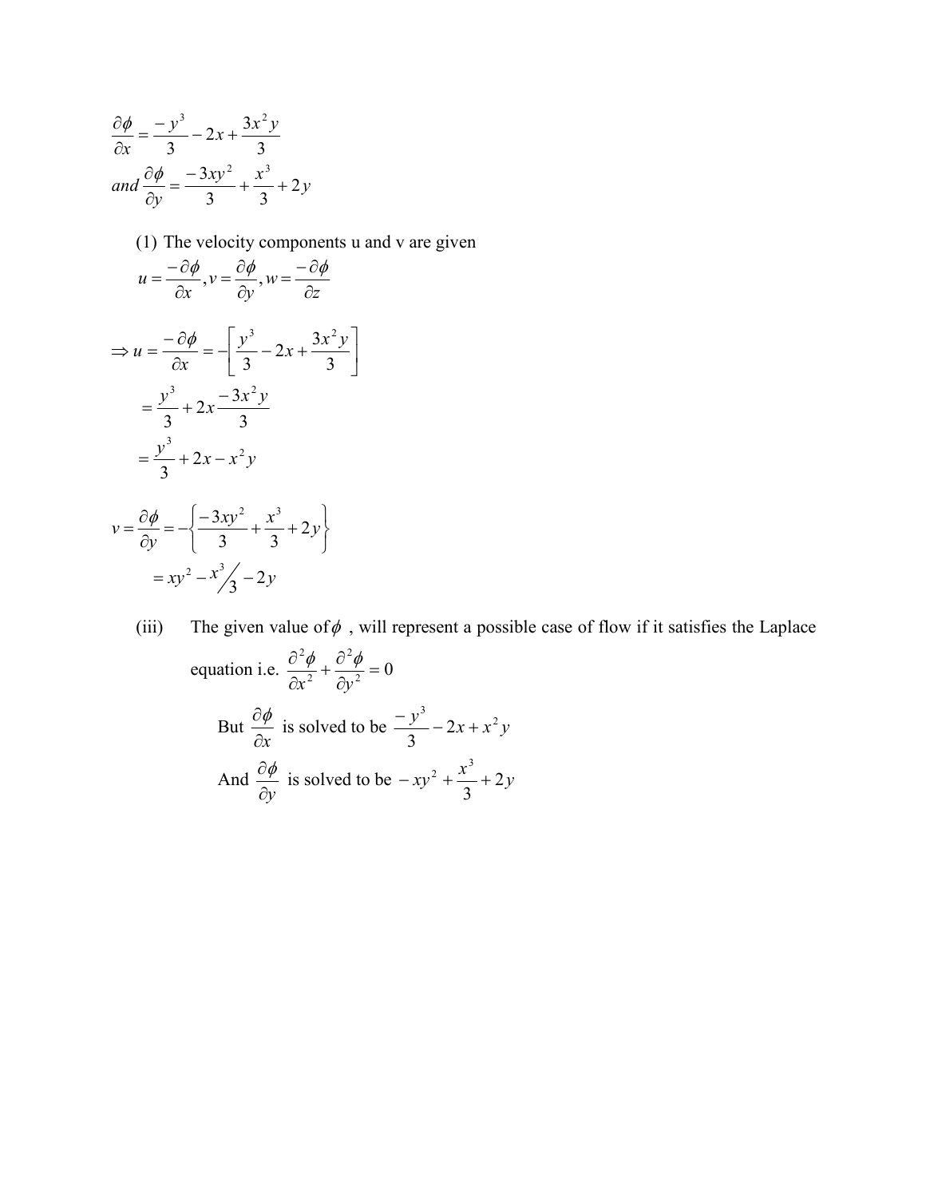$$\frac{\partial \phi}{\partial x} = \frac{-y^3}{3} - 2x + \frac{3x^2 y}{3}$$

$$and \frac{\partial \phi}{\partial y} = \frac{-3xy^2}{3} + \frac{x^3}{3} + 2y$$

(1) The velocity components u and v are given

$$u = \frac{-\partial \phi}{\partial x}, v = \frac{\partial \phi}{\partial y}, w = \frac{-\partial \phi}{\partial z}$$

$$\Rightarrow u = \frac{-\partial \phi}{\partial x} = -\left[\frac{y^3}{3} - 2x + \frac{3x^2 y}{3}\right]$$

$$= \frac{y^3}{3} + 2x \frac{-3x^2 y}{3}$$

$$= \frac{y^3}{3} + 2x - x^2 y$$

$$v = \frac{\partial \phi}{\partial y} = -\left\{\frac{-3xy^2}{3} + \frac{x^3}{3} + 2y\right\}$$

$$= xy^2 - x^3/3 - 2y$$

(iii) The given value of $\phi$ , will represent a possible case of flow if it satisfies the Laplace equation i.e. $\frac{\partial^2 \phi}{\partial x^2} + \frac{\partial^2 \phi}{\partial y^2} = 0$

But $\frac{\partial \phi}{\partial x}$ is solved to be $\frac{-y^3}{3} - 2x + x^2 y$

And $\frac{\partial \phi}{\partial y}$ is solved to be $-xy^2 + \frac{x^3}{3} + 2y$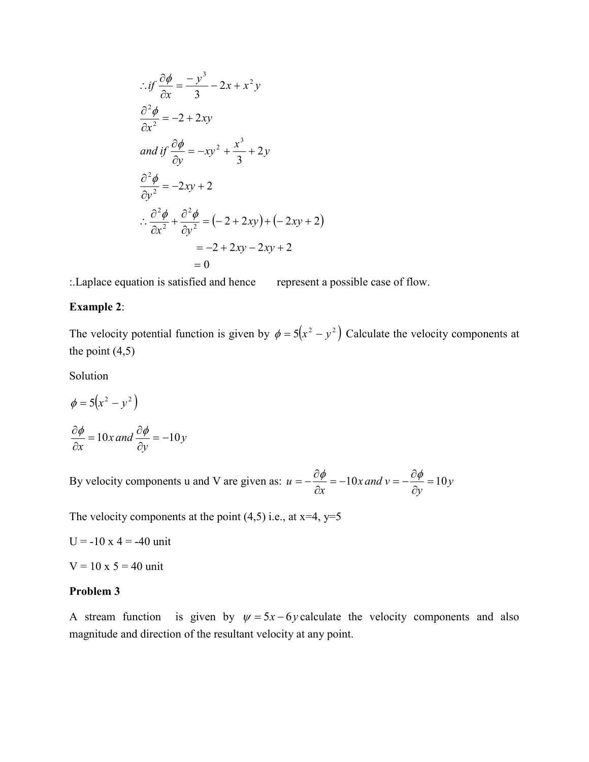$$\therefore if\ \frac{\partial \phi}{\partial x} = \frac{-y^3}{3} - 2x + x^2 y$$

$$\frac{\partial^2 \phi}{\partial x^2} = -2 + 2xy$$

$$and\ if\ \frac{\partial \phi}{\partial y} = -xy^2 + \frac{x^3}{3} + 2y$$

$$\frac{\partial^2 \phi}{\partial y^2} = -2xy + 2$$

$$\therefore \frac{\partial^2 \phi}{\partial x^2} + \frac{\partial^2 \phi}{\partial y^2} = (-2 + 2xy) + (-2xy + 2)$$

$$= -2 + 2xy - 2xy + 2$$

$$= 0$$

:.Laplace equation is satisfied and hence represent a possible case of flow.

**Example 2**:

The velocity potential function is given by $\phi = 5(x^2 - y^2)$ Calculate the velocity components at the point (4,5)

Solution

$$\phi = 5(x^2 - y^2)$$

$$\frac{\partial \phi}{\partial x} = 10x\ and\ \frac{\partial \phi}{\partial y} = -10y$$

By velocity components u and V are given as: $u = -\frac{\partial \phi}{\partial x} = -10x\ and\ v = -\frac{\partial \phi}{\partial y} = 10y$

The velocity components at the point (4,5) i.e., at x=4, y=5

U = -10 x 4 = -40 unit

V = 10 x 5 = 40 unit

**Problem 3**

A stream function is given by $\psi = 5x - 6y$ calculate the velocity components and also magnitude and direction of the resultant velocity at any point.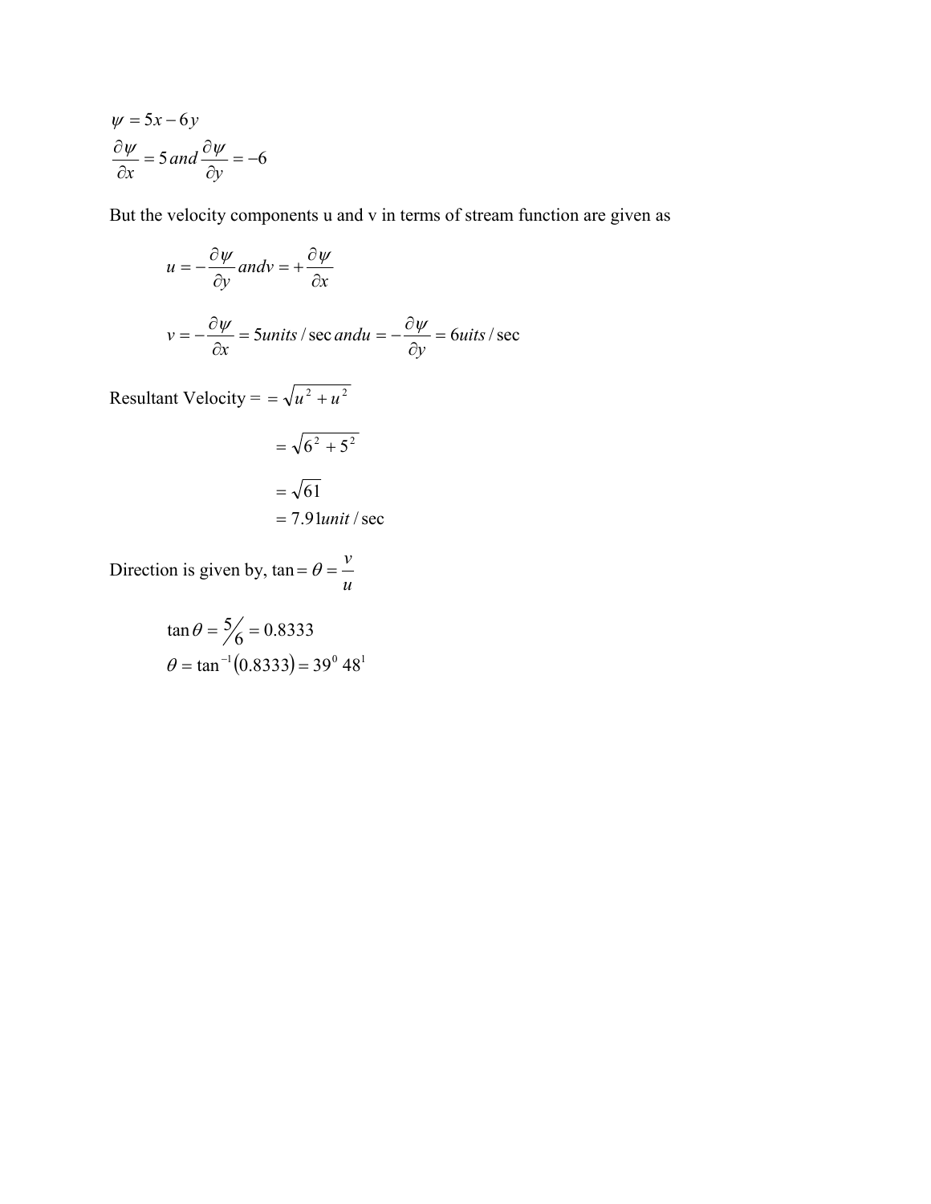$$\psi = 5x - 6y$$

$$\frac{\partial \psi}{\partial x} = 5 \, and \, \frac{\partial \psi}{\partial y} = -6$$

But the velocity components u and v in terms of stream function are given as

$$u = -\frac{\partial \psi}{\partial y} \, and v = +\frac{\partial \psi}{\partial x}$$

$$v = -\frac{\partial \psi}{\partial x} = 5 units/\sec \, and u = -\frac{\partial \psi}{\partial y} = 6 uits/\sec$$

$$\text{Resultant Velocity} = = \sqrt{u^2 + u^2}$$

$$= \sqrt{6^2 + 5^2}$$

$$= \sqrt{61}$$

$$= 7.91 unit/\sec$$

Direction is given by, $\tan = \theta = \frac{v}{u}$

$$\tan \theta = 5/6 = 0.8333$$

$$\theta = \tan^{-1}(0.8333) = 39^0 \, 48^1$$